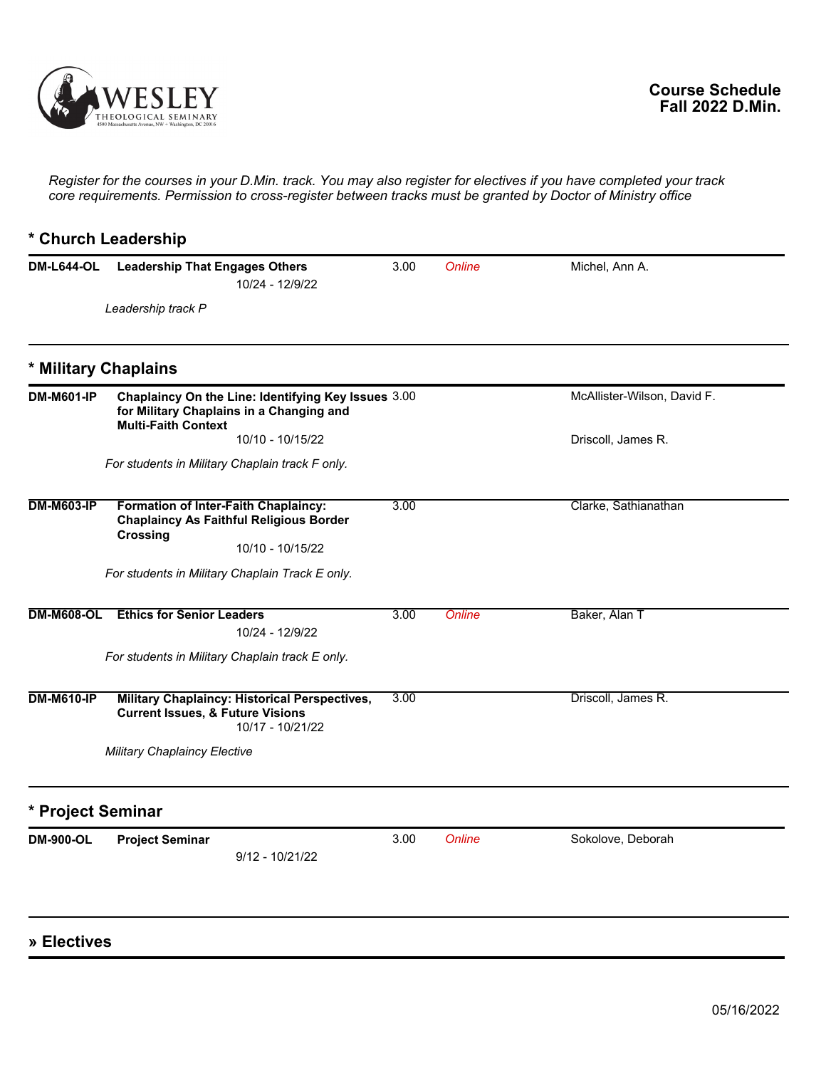**Course Schedule**
**Fall 2022 D.Min.**

*Register for the courses in your D.Min. track. You may also register for electives if you have completed your track core requirements. Permission to cross-register between tracks must be granted by Doctor of Ministry office*

## * Church Leadership

| Course | Title | Credits | Format | Instructor |
|---|---|---|---|---|
| **DM-L644-OL** | **Leadership That Engages Others**<br>10/24 - 12/9/22<br>*Leadership track P* | 3.00 | *Online* | Michel, Ann A. |

## * Military Chaplains

| Course | Title | Credits | Format | Instructor |
|---|---|---|---|---|
| **DM-M601-IP** | **Chaplaincy On the Line: Identifying Key Issues for Military Chaplains in a Changing and Multi-Faith Context**<br>10/10 - 10/15/22<br>*For students in Military Chaplain track F only.* | 3.00 | | McAllister-Wilson, David F.<br>Driscoll, James R. |
| **DM-M603-IP** | **Formation of Inter-Faith Chaplaincy: Chaplaincy As Faithful Religious Border Crossing**<br>10/10 - 10/15/22<br>*For students in Military Chaplain Track E only.* | 3.00 | | Clarke, Sathianathan |
| **DM-M608-OL** | **Ethics for Senior Leaders**<br>10/24 - 12/9/22<br>*For students in Military Chaplain track E only.* | 3.00 | *Online* | Baker, Alan T |
| **DM-M610-IP** | **Military Chaplaincy: Historical Perspectives, Current Issues, & Future Visions**<br>10/17 - 10/21/22<br>*Military Chaplaincy Elective* | 3.00 | | Driscoll, James R. |

## * Project Seminar

| Course | Title | Credits | Format | Instructor |
|---|---|---|---|---|
| **DM-900-OL** | **Project Seminar**<br>9/12 - 10/21/22 | 3.00 | *Online* | Sokolove, Deborah |

## » Electives

05/16/2022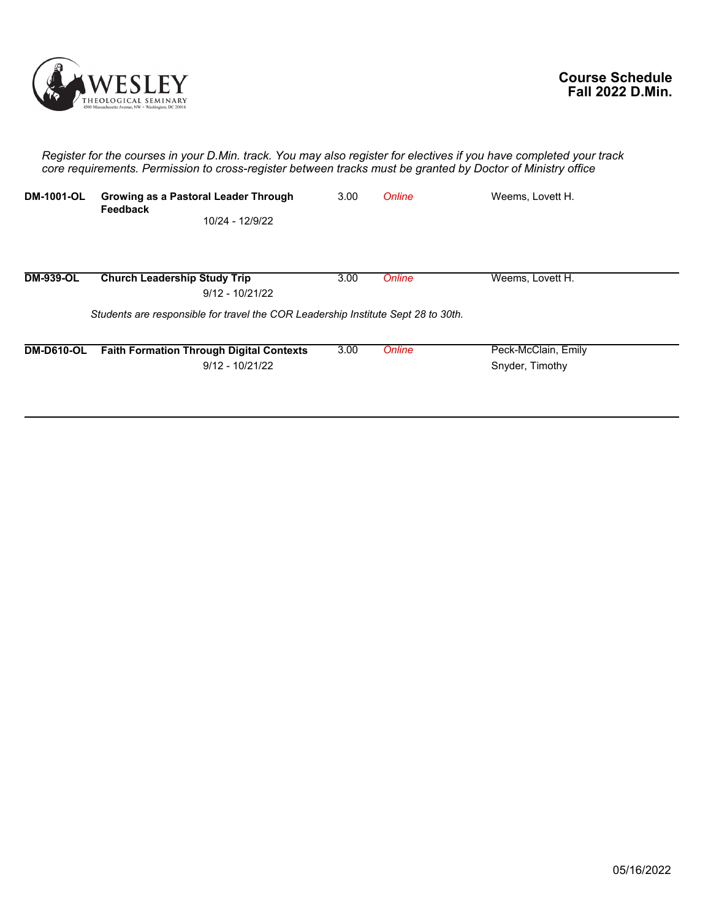**Course Schedule**
**Fall 2022 D.Min.**

*Register for the courses in your D.Min. track. You may also register for electives if you have completed your track core requirements. Permission to cross-register between tracks must be granted by Doctor of Ministry office*

| | | | | |
|---|---|---|---|---|
| **DM-1001-OL** | **Growing as a Pastoral Leader Through Feedback**<br>10/24 - 12/9/22 | 3.00 | *Online* | Weems, Lovett H. |
| **DM-939-OL** | **Church Leadership Study Trip**<br>9/12 - 10/21/22<br>*Students are responsible for travel the COR Leadership Institute Sept 28 to 30th.* | 3.00 | *Online* | Weems, Lovett H. |
| **DM-D610-OL** | **Faith Formation Through Digital Contexts**<br>9/12 - 10/21/22 | 3.00 | *Online* | Peck-McClain, Emily<br>Snyder, Timothy |

05/16/2022